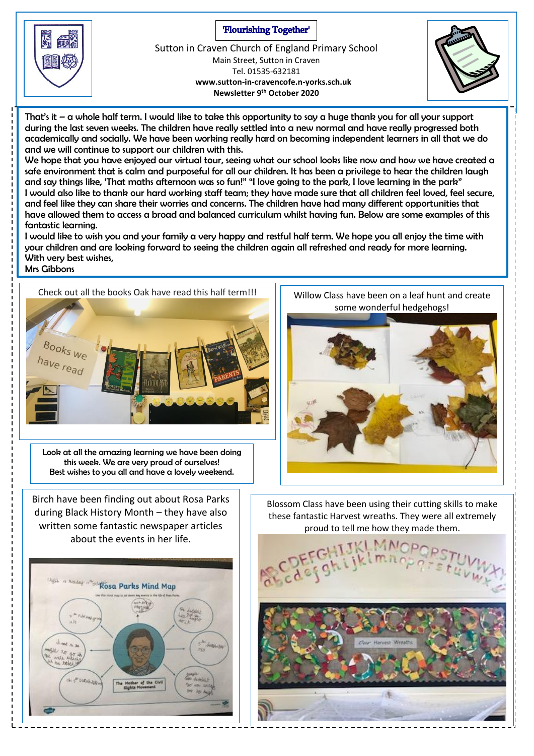**'Flourishing Together'**

Sutton in Craven Church of England Primary School
Main Street, Sutton in Craven
Tel. 01535-632181
**www.sutton-in-cravencofe.n-yorks.sch.uk**
**Newsletter 9th October 2020**

That's it – a whole half term. I would like to take this opportunity to say a huge thank you for all your support during the last seven weeks. The children have really settled into a new normal and have really progressed both academically and socially. We have been working really hard on becoming independent learners in all that we do and we will continue to support our children with this.

We hope that you have enjoyed our virtual tour, seeing what our school looks like now and how we have created a safe environment that is calm and purposeful for all our children. It has been a privilege to hear the children laugh and say things like, 'That maths afternoon was so fun!" "I love going to the park, I love learning in the park"

I would also like to thank our hard working staff team; they have made sure that all children feel loved, feel secure, and feel like they can share their worries and concerns. The children have had many different opportunities that have allowed them to access a broad and balanced curriculum whilst having fun. Below are some examples of this fantastic learning.

I would like to wish you and your family a very happy and restful half term. We hope you all enjoy the time with your children and are looking forward to seeing the children again all refreshed and ready for more learning.

With very best wishes,

Mrs Gibbons

Check out all the books Oak have read this half term!!!

Look at all the amazing learning we have been doing this week. We are very proud of ourselves! Best wishes to you all and have a lovely weekend.

Willow Class have been on a leaf hunt and create some wonderful hedgehogs!

Birch have been finding out about Rosa Parks during Black History Month – they have also written some fantastic newspaper articles about the events in her life.

Blossom Class have been using their cutting skills to make these fantastic Harvest wreaths. They were all extremely proud to tell me how they made them.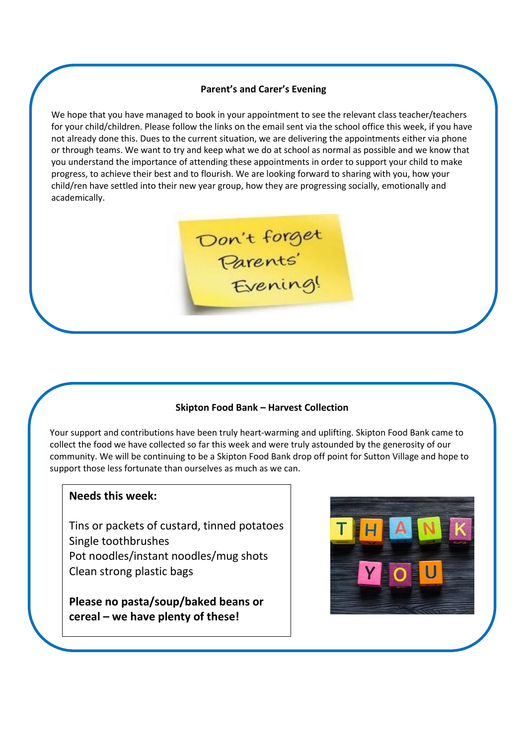## Parent's and Carer's Evening

We hope that you have managed to book in your appointment to see the relevant class teacher/teachers for your child/children. Please follow the links on the email sent via the school office this week, if you have not already done this. Dues to the current situation, we are delivering the appointments either via phone or through teams. We want to try and keep what we do at school as normal as possible and we know that you understand the importance of attending these appointments in order to support your child to make progress, to achieve their best and to flourish. We are looking forward to sharing with you, how your child/ren have settled into their new year group, how they are progressing socially, emotionally and academically.

Don't forget Parents' Evening!

## Skipton Food Bank – Harvest Collection

Your support and contributions have been truly heart-warming and uplifting. Skipton Food Bank came to collect the food we have collected so far this week and were truly astounded by the generosity of our community. We will be continuing to be a Skipton Food Bank drop off point for Sutton Village and hope to support those less fortunate than ourselves as much as we can.

**Needs this week:**

Tins or packets of custard, tinned potatoes
Single toothbrushes
Pot noodles/instant noodles/mug shots
Clean strong plastic bags

**Please no pasta/soup/baked beans or cereal – we have plenty of these!**

THANK YOU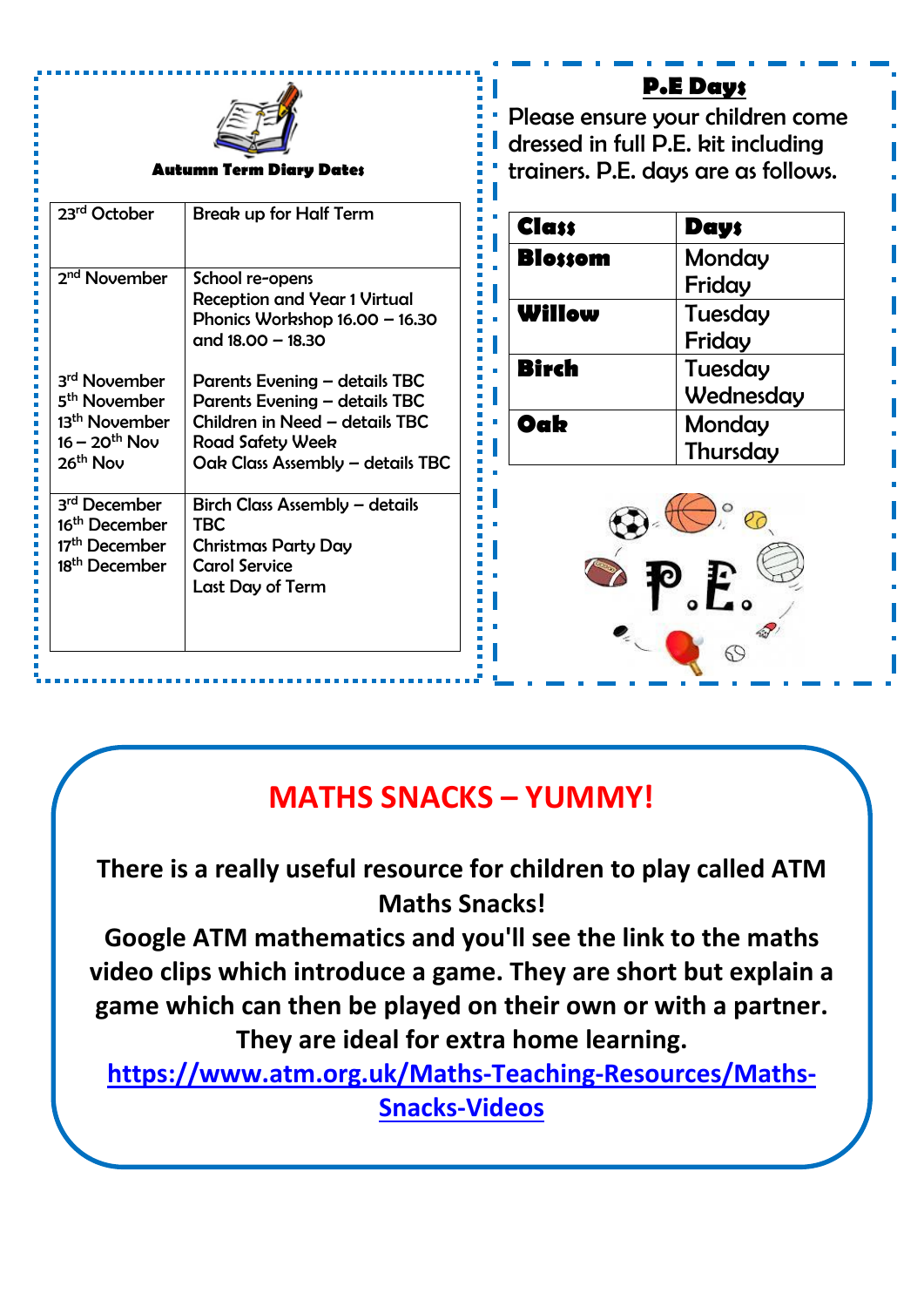## Autumn Term Diary Dates

| | |
|---|---|
| 23rd October | Break up for Half Term |
| 2nd November | School re-opens<br>Reception and Year 1 Virtual Phonics Workshop 16.00 – 16.30 and 18.00 – 18.30 |
| 3rd November<br>5th November<br>13th November<br>16 – 20th Nov<br>26th Nov | Parents Evening – details TBC<br>Parents Evening – details TBC<br>Children in Need – details TBC<br>Road Safety Week<br>Oak Class Assembly – details TBC |
| 3rd December<br>16th December<br>17th December<br>18th December | Birch Class Assembly – details TBC<br>Christmas Party Day<br>Carol Service<br>Last Day of Term |

## P.E Days

Please ensure your children come dressed in full P.E. kit including trainers. P.E. days are as follows.

| Class | Days |
|---|---|
| Blossom | Monday<br>Friday |
| Willow | Tuesday<br>Friday |
| Birch | Tuesday<br>Wednesday |
| Oak | Monday<br>Thursday |

## MATHS SNACKS – YUMMY!

**There is a really useful resource for children to play called ATM Maths Snacks!**

**Google ATM mathematics and you'll see the link to the maths video clips which introduce a game. They are short but explain a game which can then be played on their own or with a partner. They are ideal for extra home learning.**

**https://www.atm.org.uk/Maths-Teaching-Resources/Maths-Snacks-Videos**